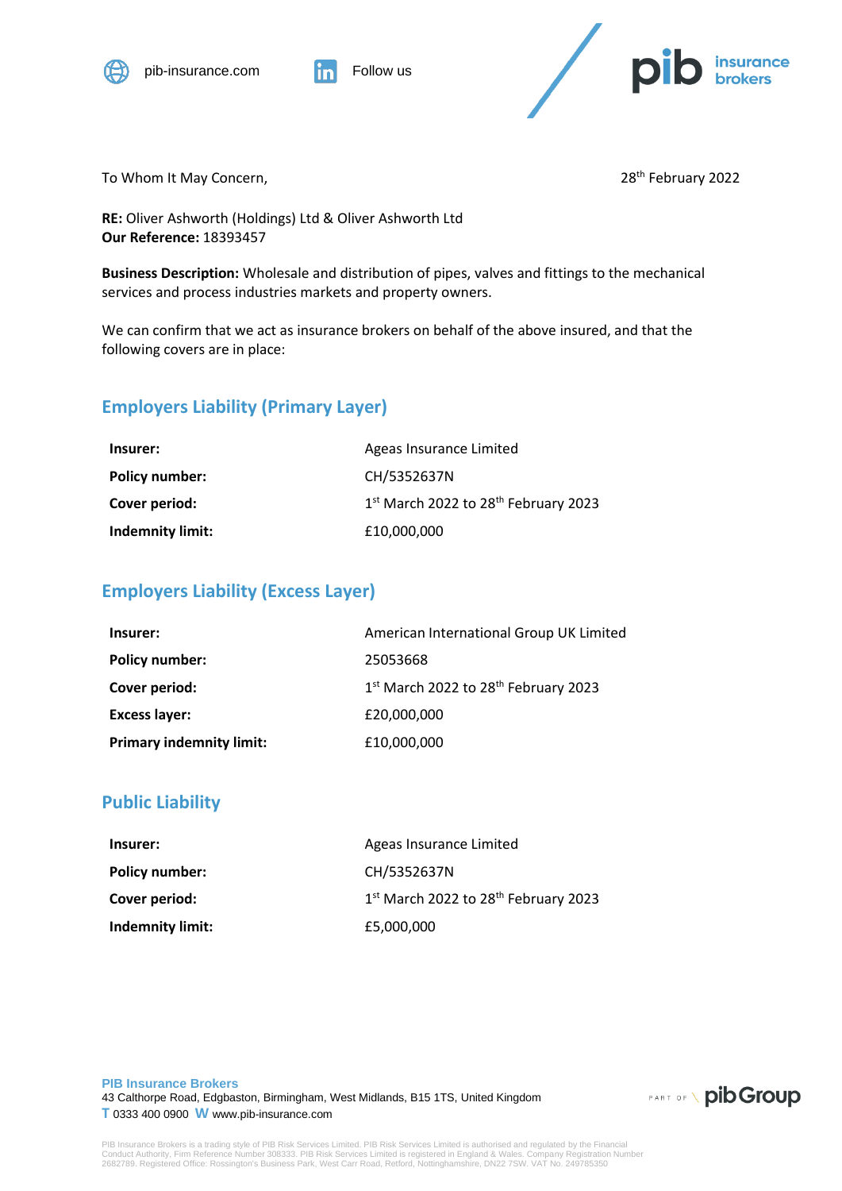pib-insurance.com Follow us

pib insurance brokers

To Whom It May Concern,

28th February 2022

**RE:** Oliver Ashworth (Holdings) Ltd & Oliver Ashworth Ltd
**Our Reference:** 18393457

**Business Description:** Wholesale and distribution of pipes, valves and fittings to the mechanical services and process industries markets and property owners.

We can confirm that we act as insurance brokers on behalf of the above insured, and that the following covers are in place:

## Employers Liability (Primary Layer)

| | |
|---|---|
| **Insurer:** | Ageas Insurance Limited |
| **Policy number:** | CH/5352637N |
| **Cover period:** | 1st March 2022 to 28th February 2023 |
| **Indemnity limit:** | £10,000,000 |

## Employers Liability (Excess Layer)

| | |
|---|---|
| **Insurer:** | American International Group UK Limited |
| **Policy number:** | 25053668 |
| **Cover period:** | 1st March 2022 to 28th February 2023 |
| **Excess layer:** | £20,000,000 |
| **Primary indemnity limit:** | £10,000,000 |

## Public Liability

| | |
|---|---|
| **Insurer:** | Ageas Insurance Limited |
| **Policy number:** | CH/5352637N |
| **Cover period:** | 1st March 2022 to 28th February 2023 |
| **Indemnity limit:** | £5,000,000 |

**PIB Insurance Brokers**
43 Calthorpe Road, Edgbaston, Birmingham, West Midlands, B15 1TS, United Kingdom
**T** 0333 400 0900 **W** www.pib-insurance.com

PART OF pibGroup

PIB Insurance Brokers is a trading style of PIB Risk Services Limited. PIB Risk Services Limited is authorised and regulated by the Financial Conduct Authority, Firm Reference Number 308333. PIB Risk Services Limited is registered in England & Wales. Company Registration Number 2682789. Registered Office: Rossington's Business Park, West Carr Road, Retford, Nottinghamshire, DN22 7SW. VAT No. 249785350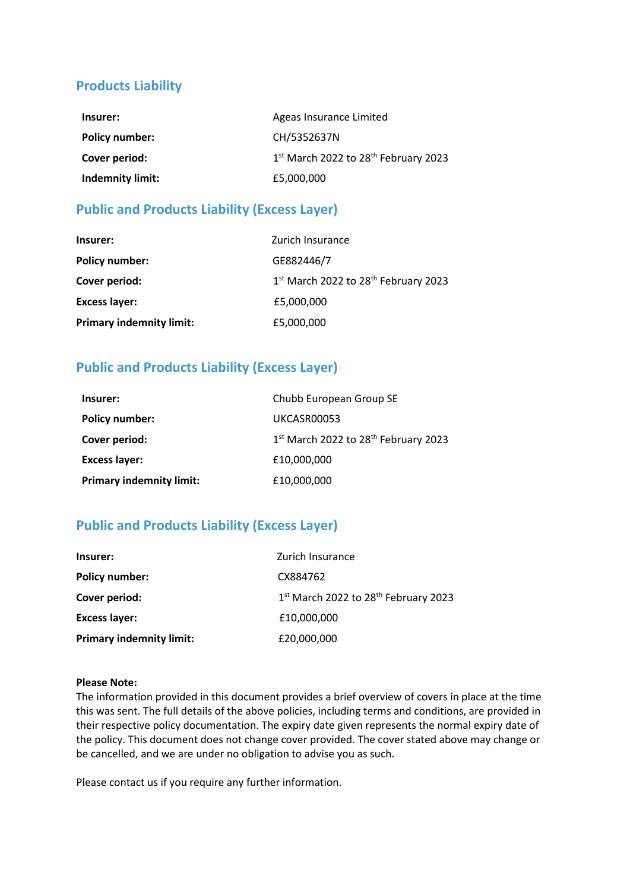## Products Liability

| | |
|---|---|
| **Insurer:** | Ageas Insurance Limited |
| **Policy number:** | CH/5352637N |
| **Cover period:** | 1st March 2022 to 28th February 2023 |
| **Indemnity limit:** | £5,000,000 |

## Public and Products Liability (Excess Layer)

| | |
|---|---|
| **Insurer:** | Zurich Insurance |
| **Policy number:** | GE882446/7 |
| **Cover period:** | 1st March 2022 to 28th February 2023 |
| **Excess layer:** | £5,000,000 |
| **Primary indemnity limit:** | £5,000,000 |

## Public and Products Liability (Excess Layer)

| | |
|---|---|
| **Insurer:** | Chubb European Group SE |
| **Policy number:** | UKCASR00053 |
| **Cover period:** | 1st March 2022 to 28th February 2023 |
| **Excess layer:** | £10,000,000 |
| **Primary indemnity limit:** | £10,000,000 |

## Public and Products Liability (Excess Layer)

| | |
|---|---|
| **Insurer:** | Zurich Insurance |
| **Policy number:** | CX884762 |
| **Cover period:** | 1st March 2022 to 28th February 2023 |
| **Excess layer:** | £10,000,000 |
| **Primary indemnity limit:** | £20,000,000 |

**Please Note:**
The information provided in this document provides a brief overview of covers in place at the time this was sent. The full details of the above policies, including terms and conditions, are provided in their respective policy documentation. The expiry date given represents the normal expiry date of the policy. This document does not change cover provided. The cover stated above may change or be cancelled, and we are under no obligation to advise you as such.

Please contact us if you require any further information.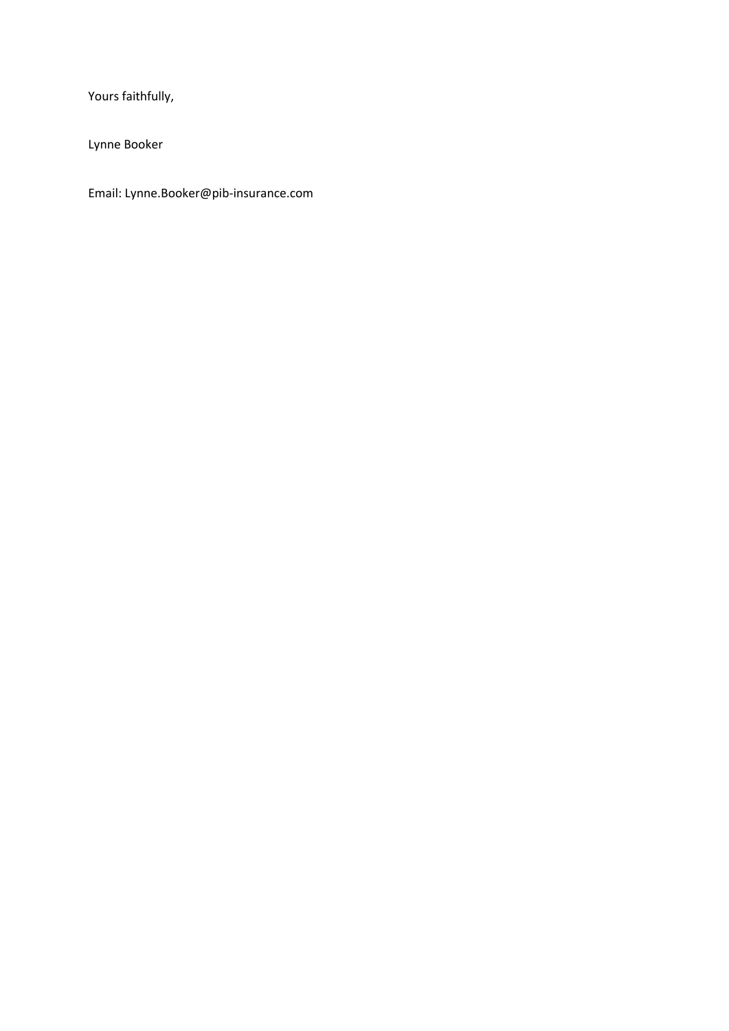Yours faithfully,

Lynne Booker

Email: Lynne.Booker@pib-insurance.com